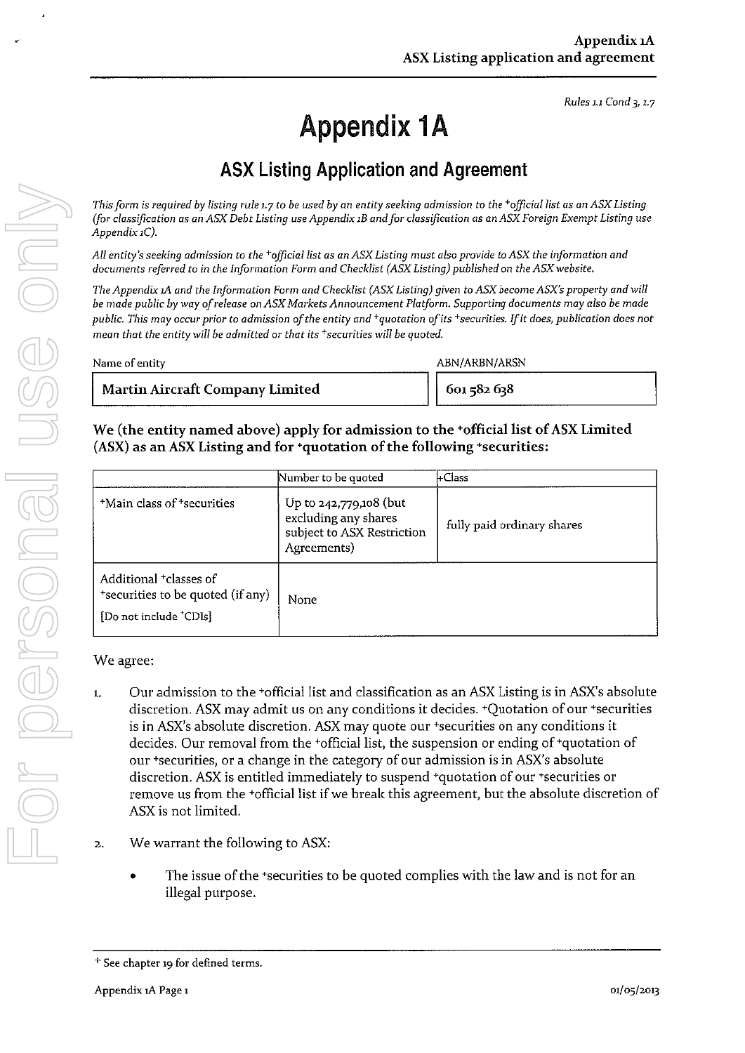*Rules 1.1 Cond 3, 1.7*

# Appendix 1A

## ASX Listing Application and Agreement

*This form is required by listing rule 1.7 to be used by an entity seeking admission to the +official list as an ASX Listing (for classification as an ASX Debt Listing use Appendix 1B and for classification as an ASX Foreign Exempt Listing use Appendix 1C).*

*All entity's seeking admission to the +official list as an ASX Listing must also provide to ASX the information and documents referred to in the Information Form and Checklist (ASX Listing) published on the ASX website.*

*The Appendix 1A and the Information Form and Checklist (ASX Listing) given to ASX become ASX's property and will be made public by way of release on ASX Markets Announcement Platform. Supporting documents may also be made public. This may occur prior to admission of the entity and +quotation of its +securities. If it does, publication does not mean that the entity will be admitted or that its +securities will be quoted.*

| Name of entity | ABN/ARBN/ARSN |
|---|---|
| **Martin Aircraft Company Limited** | 601 582 638 |

### We (the entity named above) apply for admission to the +official list of ASX Limited (ASX) as an ASX Listing and for +quotation of the following +securities:

| | Number to be quoted | +Class |
|---|---|---|
| +Main class of +securities | Up to 242,779,108 (but excluding any shares subject to ASX Restriction Agreements) | fully paid ordinary shares |
| Additional +classes of +securities to be quoted (if any) [Do not include +CDIs] | None | |

We agree:

1. Our admission to the +official list and classification as an ASX Listing is in ASX's absolute discretion. ASX may admit us on any conditions it decides. +Quotation of our +securities is in ASX's absolute discretion. ASX may quote our +securities on any conditions it decides. Our removal from the +official list, the suspension or ending of +quotation of our +securities, or a change in the category of our admission is in ASX's absolute discretion. ASX is entitled immediately to suspend +quotation of our +securities or remove us from the +official list if we break this agreement, but the absolute discretion of ASX is not limited.

2. We warrant the following to ASX:

   - The issue of the +securities to be quoted complies with the law and is not for an illegal purpose.

+ See chapter 19 for defined terms.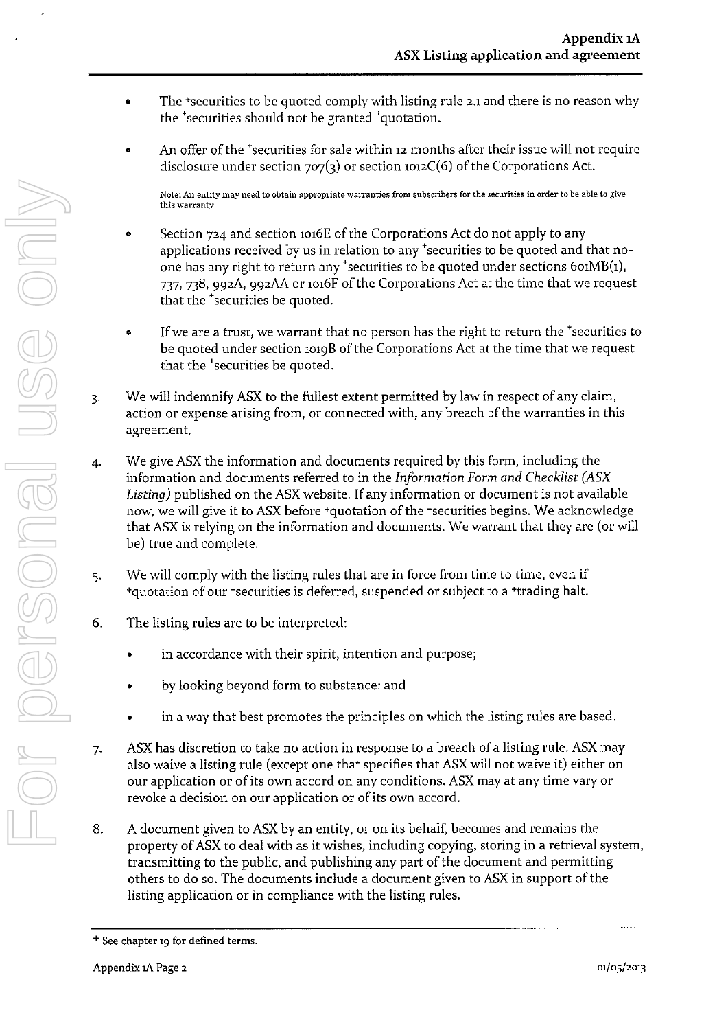- The +securities to be quoted comply with listing rule 2.1 and there is no reason why the +securities should not be granted +quotation.

- An offer of the +securities for sale within 12 months after their issue will not require disclosure under section 707(3) or section 1012C(6) of the Corporations Act.

  Note: An entity may need to obtain appropriate warranties from subscribers for the securities in order to be able to give this warranty

- Section 724 and section 1016E of the Corporations Act do not apply to any applications received by us in relation to any +securities to be quoted and that no-one has any right to return any +securities to be quoted under sections 601MB(1), 737, 738, 992A, 992AA or 1016F of the Corporations Act at the time that we request that the +securities be quoted.

- If we are a trust, we warrant that no person has the right to return the +securities to be quoted under section 1019B of the Corporations Act at the time that we request that the +securities be quoted.

3. We will indemnify ASX to the fullest extent permitted by law in respect of any claim, action or expense arising from, or connected with, any breach of the warranties in this agreement.

4. We give ASX the information and documents required by this form, including the information and documents referred to in the *Information Form and Checklist (ASX Listing)* published on the ASX website. If any information or document is not available now, we will give it to ASX before +quotation of the +securities begins. We acknowledge that ASX is relying on the information and documents. We warrant that they are (or will be) true and complete.

5. We will comply with the listing rules that are in force from time to time, even if +quotation of our +securities is deferred, suspended or subject to a +trading halt.

6. The listing rules are to be interpreted:

   - in accordance with their spirit, intention and purpose;
   - by looking beyond form to substance; and
   - in a way that best promotes the principles on which the listing rules are based.

7. ASX has discretion to take no action in response to a breach of a listing rule. ASX may also waive a listing rule (except one that specifies that ASX will not waive it) either on our application or of its own accord on any conditions. ASX may at any time vary or revoke a decision on our application or of its own accord.

8. A document given to ASX by an entity, or on its behalf, becomes and remains the property of ASX to deal with as it wishes, including copying, storing in a retrieval system, transmitting to the public, and publishing any part of the document and permitting others to do so. The documents include a document given to ASX in support of the listing application or in compliance with the listing rules.

+ See chapter 19 for defined terms.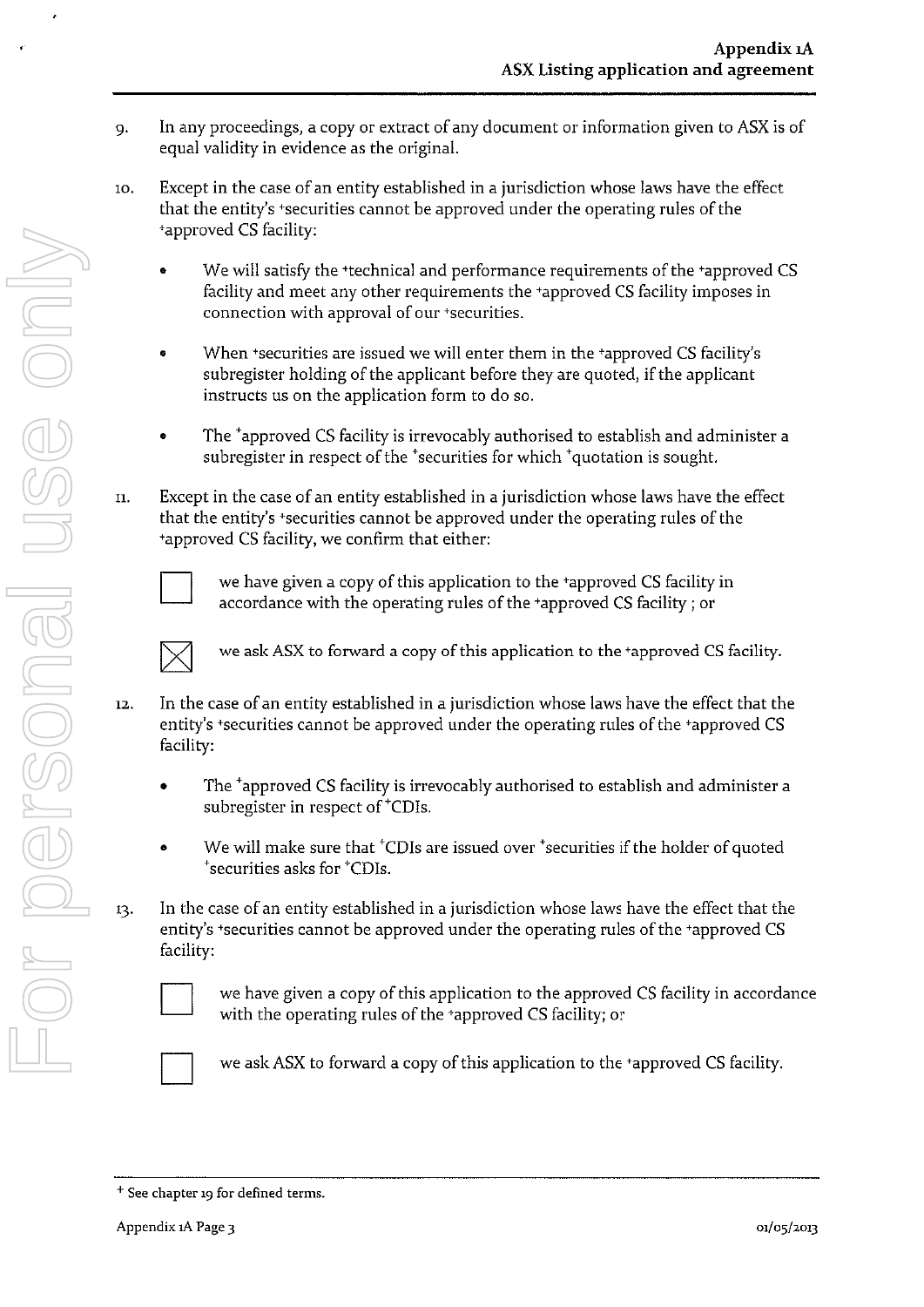9. In any proceedings, a copy or extract of any document or information given to ASX is of equal validity in evidence as the original.

10. Except in the case of an entity established in a jurisdiction whose laws have the effect that the entity's +securities cannot be approved under the operating rules of the +approved CS facility:

    - We will satisfy the +technical and performance requirements of the +approved CS facility and meet any other requirements the +approved CS facility imposes in connection with approval of our +securities.
    - When +securities are issued we will enter them in the +approved CS facility's subregister holding of the applicant before they are quoted, if the applicant instructs us on the application form to do so.
    - The +approved CS facility is irrevocably authorised to establish and administer a subregister in respect of the +securities for which +quotation is sought.

11. Except in the case of an entity established in a jurisdiction whose laws have the effect that the entity's +securities cannot be approved under the operating rules of the +approved CS facility, we confirm that either:

    ☐ we have given a copy of this application to the +approved CS facility in accordance with the operating rules of the +approved CS facility ; or

    ☒ we ask ASX to forward a copy of this application to the +approved CS facility.

12. In the case of an entity established in a jurisdiction whose laws have the effect that the entity's +securities cannot be approved under the operating rules of the +approved CS facility:

    - The +approved CS facility is irrevocably authorised to establish and administer a subregister in respect of +CDIs.
    - We will make sure that +CDIs are issued over +securities if the holder of quoted +securities asks for +CDIs.

13. In the case of an entity established in a jurisdiction whose laws have the effect that the entity's +securities cannot be approved under the operating rules of the +approved CS facility:

    ☐ we have given a copy of this application to the approved CS facility in accordance with the operating rules of the +approved CS facility; or

    ☐ we ask ASX to forward a copy of this application to the +approved CS facility.

+ See chapter 19 for defined terms.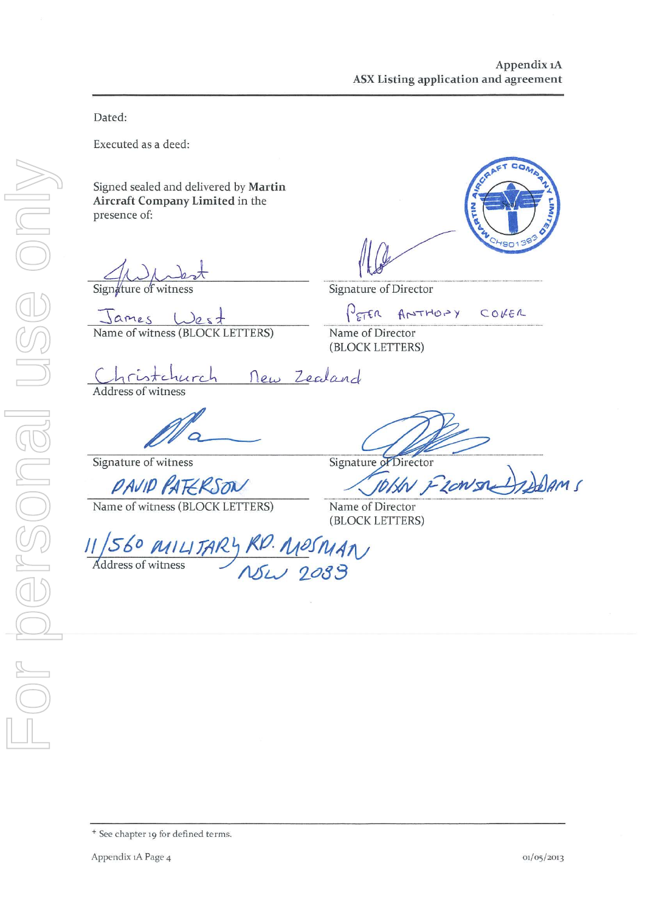Dated:

Executed as a deed:

Signed sealed and delivered by **Martin Aircraft Company Limited** in the presence of:

| | |
|---|---|
| Signature of witness | Signature of Director |
| James West | PETER ANTHONY COKER |
| Name of witness (BLOCK LETTERS) | Name of Director (BLOCK LETTERS) |
| Christchurch New Zealand | |
| Address of witness | |
| Signature of witness | Signature of Director |
| DAVID PATERSON | JOHN FLOWSEN DAAMS |
| Name of witness (BLOCK LETTERS) | Name of Director (BLOCK LETTERS) |
| 11/560 MILITARY RD. MOSMAN NSW 2088 | |
| Address of witness | |

+ See chapter 19 for defined terms.